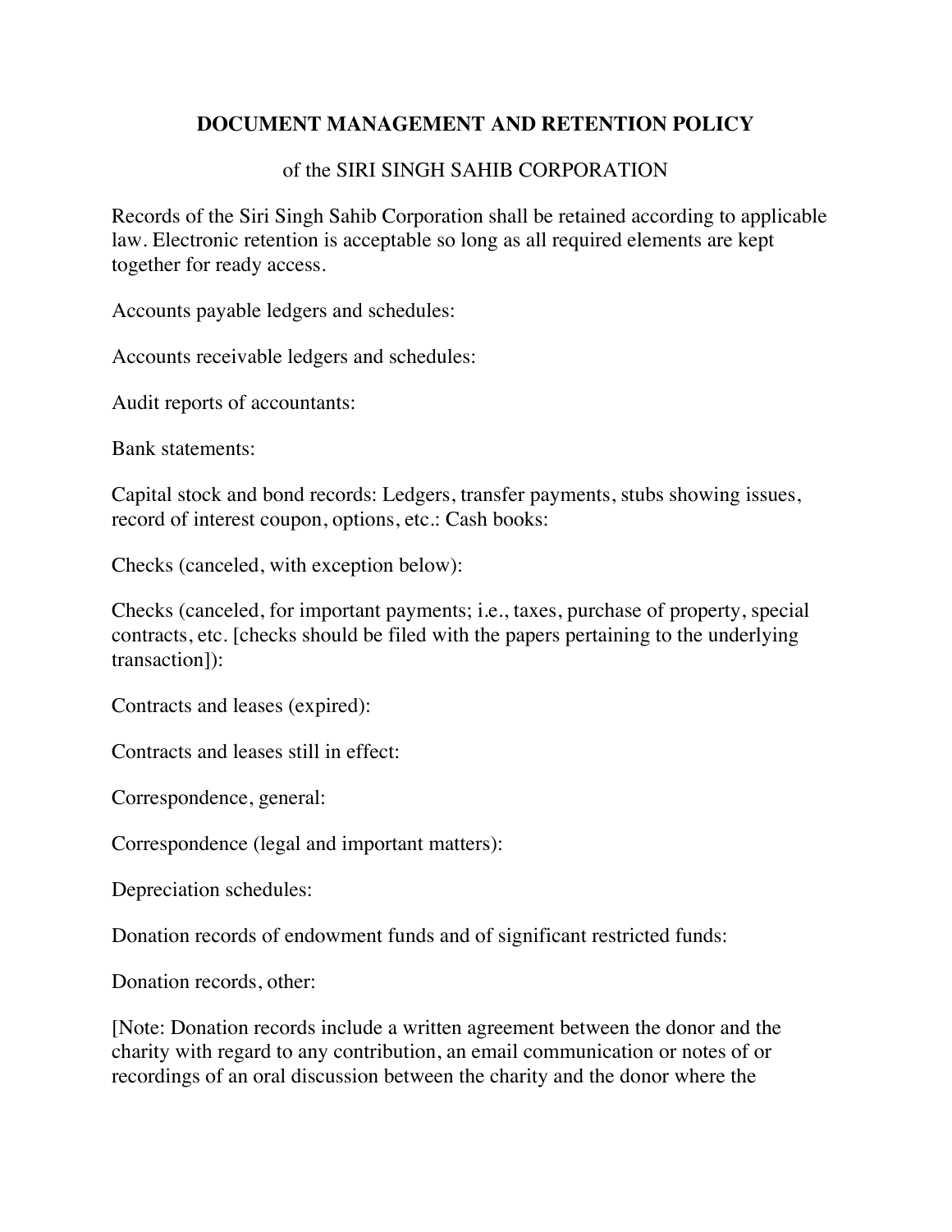# DOCUMENT MANAGEMENT AND RETENTION POLICY

of the SIRI SINGH SAHIB CORPORATION

Records of the Siri Singh Sahib Corporation shall be retained according to applicable law. Electronic retention is acceptable so long as all required elements are kept together for ready access.

Accounts payable ledgers and schedules:

Accounts receivable ledgers and schedules:

Audit reports of accountants:

Bank statements:

Capital stock and bond records: Ledgers, transfer payments, stubs showing issues, record of interest coupon, options, etc.: Cash books:

Checks (canceled, with exception below):

Checks (canceled, for important payments; i.e., taxes, purchase of property, special contracts, etc. [checks should be filed with the papers pertaining to the underlying transaction]):

Contracts and leases (expired):

Contracts and leases still in effect:

Correspondence, general:

Correspondence (legal and important matters):

Depreciation schedules:

Donation records of endowment funds and of significant restricted funds:

Donation records, other:

[Note: Donation records include a written agreement between the donor and the charity with regard to any contribution, an email communication or notes of or recordings of an oral discussion between the charity and the donor where the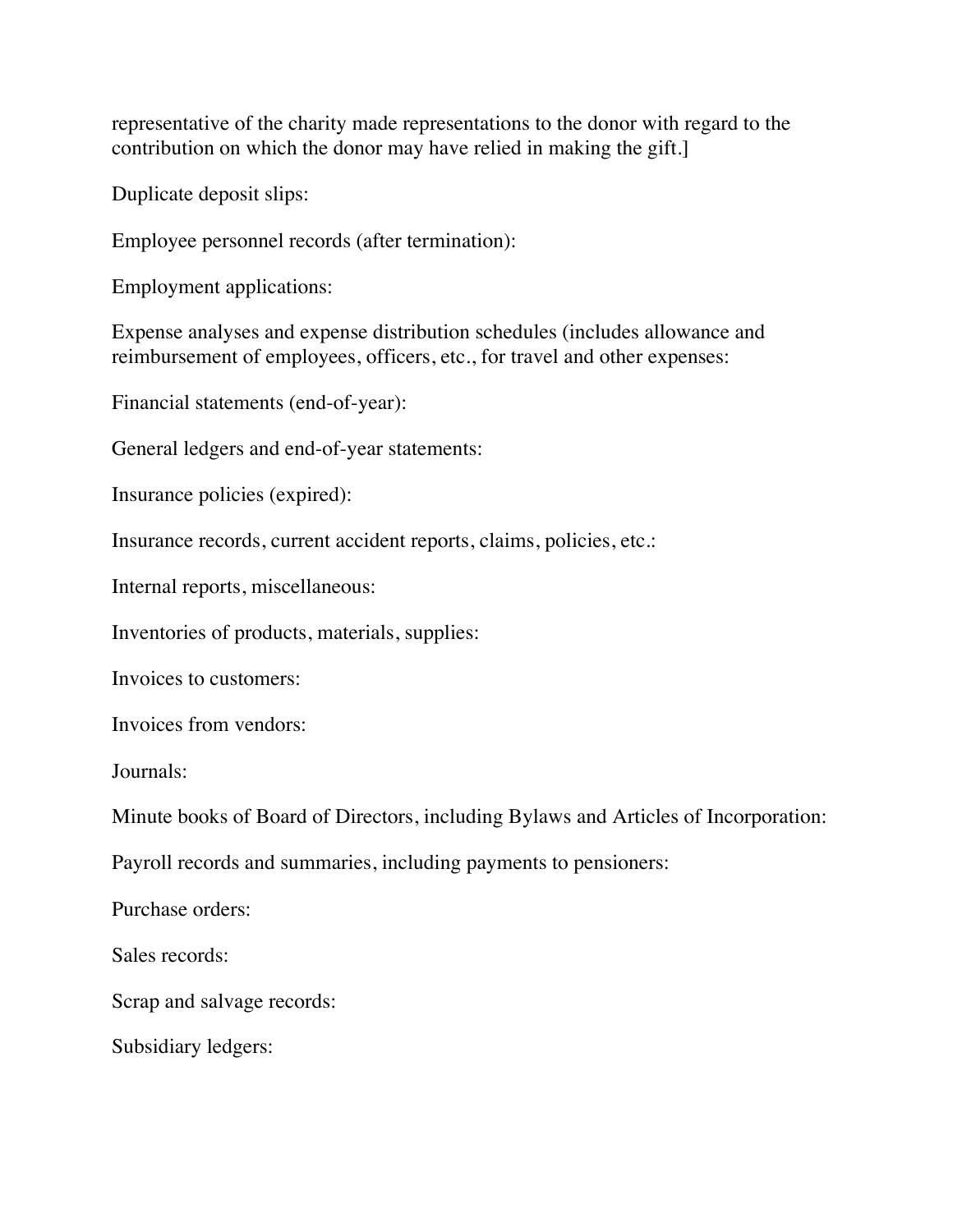representative of the charity made representations to the donor with regard to the contribution on which the donor may have relied in making the gift.]

Duplicate deposit slips:

Employee personnel records (after termination):

Employment applications:

Expense analyses and expense distribution schedules (includes allowance and reimbursement of employees, officers, etc., for travel and other expenses:

Financial statements (end-of-year):

General ledgers and end-of-year statements:

Insurance policies (expired):

Insurance records, current accident reports, claims, policies, etc.:

Internal reports, miscellaneous:

Inventories of products, materials, supplies:

Invoices to customers:

Invoices from vendors:

Journals:

Minute books of Board of Directors, including Bylaws and Articles of Incorporation:

Payroll records and summaries, including payments to pensioners:

Purchase orders:

Sales records:

Scrap and salvage records:

Subsidiary ledgers: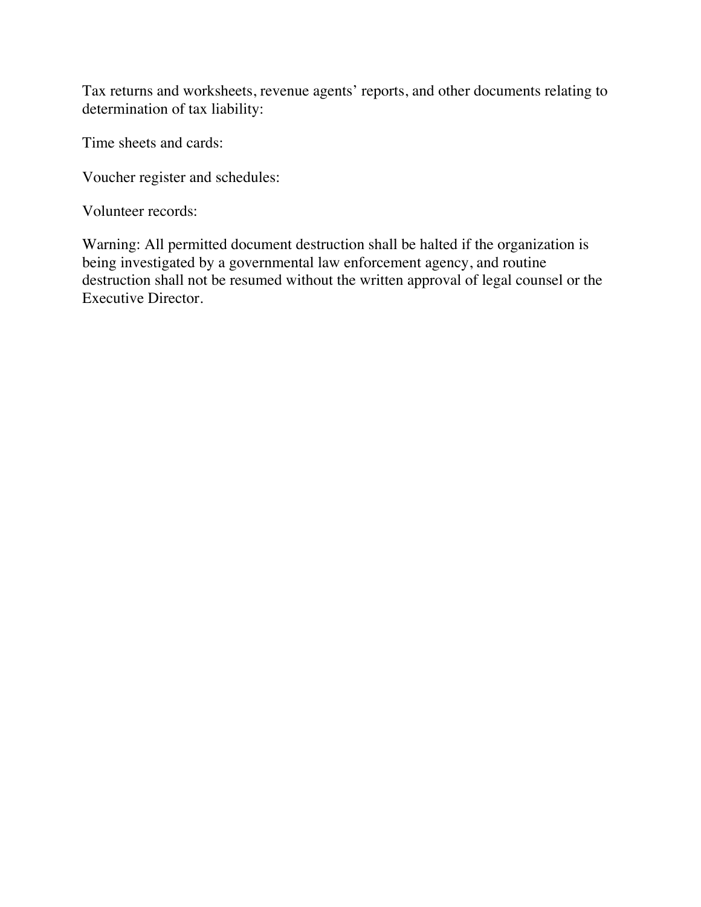Tax returns and worksheets, revenue agents' reports, and other documents relating to determination of tax liability:

Time sheets and cards:

Voucher register and schedules:

Volunteer records:

Warning: All permitted document destruction shall be halted if the organization is being investigated by a governmental law enforcement agency, and routine destruction shall not be resumed without the written approval of legal counsel or the Executive Director.